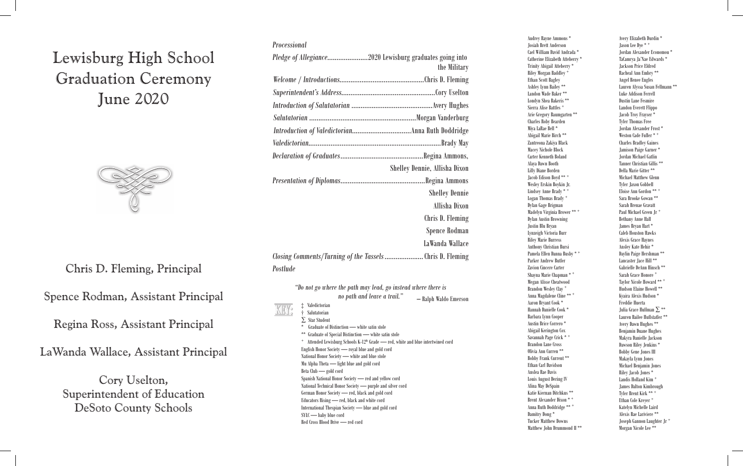# Lewisburg High School Graduation Ceremony June 2020

Chris D. Fleming, Principal

Spence Rodman, Assistant Principal

Regina Ross, Assistant Principal

LaWanda Wallace, Assistant Principal

Cory Uselton,
Superintendent of Education
DeSoto County Schools

*Processional*

*Pledge of Allegiance*......................2020 Lewisburg graduates going into the Military

*Welcome / Introductions*.............................................Chris D. Fleming

*Superintendent's Address*..................................................Cory Uselton

*Introduction of Salutatorian* ...........................................Avery Hughes

*Salutatorian* .........................................................Morgan Vanderburg

*Introduction of Valedictorian*................................Anna Ruth Doddridge

*Valedictorian*.......................................................................Brady May

*Declaration of Graduates*............................................Regina Ammons, Shelley Dennie, Allisha Dixon

*Presentation of Diplomas*.............................................Regina Ammons
Shelley Dennie
Allisha Dixon
Chris D. Fleming
Spence Rodman
LaWanda Wallace

*Closing Comments/Turning of the Tassels* .................... Chris D. Fleming

*Postlude*

*"Do not go where the path may lead, go instead where there is no path and leave a trail."* – Ralph Waldo Emerson

KEY:
- ‡ Valedictorian
- † Salutatorian
- ∑ Star Student
- \* Graduate of Distinction — white satin stole
- \*\* Graduate of Special Distinction — white satin stole
- + Attended Lewisburg Schools K-12th Grade — red, white and blue intertwined cord
- English Honor Society — royal blue and gold cord
- National Honor Society — white and blue stole
- Mu Alpha Theta — light blue and gold cord
- Beta Club — gold cord
- Spanish National Honor Society — red and yellow cord
- National Technical Honor Society — purple and silver cord
- German Honor Society — red, black and gold cord
- Educators Rising — red, black and white cord
- International Thespian Society — blue and gold cord
- SYLC — baby blue cord
- Red Cross Blood Drive — red cord

Audrey Rayne Ammons *
Josiah Brett Anderson
Cael William David Andrada *
Catherine Elizabeth Atteberry *
Trinity Abigail Atteberry *
Riley Morgan Baddley +
Ethan Scott Bagley
Ashley Lynn Bailey **
Landon Wade Baker **
Londyn Shea Bakeris **
Sierra Alise Battles +
Arie Gregory Baumgarten **
Charles Roby Bearden
Miya LaRae Bell *
Abigail Marie Birch **
Zantreona Zakiya Black
Macey Nichole Block
Carter Kenneth Boland
Alaya Dawn Booth
Lilly Diane Borden
Jacob Edison Boyd ** +
Wesley Erskin Boykin Jr.
Lindsey Anne Brady * +
Logan Thomas Brady +
Dylan Gage Brigman
Madelyn Virginia Brower ** +
Dylan Austin Browning
Justin Blu Bryan
Lynzeigh Victoria Burr
Riley Marie Burress
Anthony Christian Bursi
Pamela Ellen Danna Busby * +
Parker Andrew Butler
Zavion Cincere Carter
Shayna Marie Chapman * +
Megan Alisse Cheatwood
Brandon Wesley Clay +
Anna Magdalene Cline ** +
Aaron Bryant Cook *
Hannah Danielle Cook *
Barbara Lynn Cooper
Austin Brice Correro *
Abigail Kerington Cox
Savannah Page Crick * +
Brandon Lane Cross
Olivia Ann Curren **
Bobby Frank Current **
Ethan Carl Davidson
Anslea Rae Davis
Louis August Dering IV
Alina May DeSpain
Katie Kiernan Ditchkus **
Brent Alexander Dixon * +
Anna Ruth Doddridge ** +
Ramitry Dong *
Tucker Matthew Downs
Matthew John Drummond II **

Avery Elizabeth Durdin *
Jason Lee Dye * +
Jordan Alexander Economou *
TaCamrya Ja'Nae Edwards *
Jackson Price Eldred
Racheal Ann Embry **
Angel Renee Engles
Lauren Alyssa Susan Fellmann **
Luke Addison Ferrell
Dustin Lane Fesmire
Landon Everett Flippo
Jacob Troy Frayser *
Tyler Thomas Free
Jordan Alexander Frost *
Weston Cade Fuller * +
Charles Bradley Gaines
Jamison Paige Garner *
Jordan Michael Gatlin
Tanner Christian Gillis **
Della Marie Gitter **
Michael Matthew Glenn
Tyler Jaxon Gobbell
Eloise Ann Gordon ** +
Sara Brooke Gowan **
Sarah Brenae Gravatt
Paul Michael Green Jr +
Bethany Anne Hall
James Bryan Hart *
Caleb Houston Hawks
Alexis Grace Haynes
Ansley Kate Hehir *
Daylin Paige Hershman **
Lancaster Jace Hill **
Gabrielle DeAnn Hinsch **
Sarah Grace Honore +
Taylor Nicole Howard ** +
Hudson Elaine Howell **
Kyaira Alexis Hudson *
Freddie Huerta
Julia Grace Huffman ∑ **
Lauren Bailee Huffstatler **
Avery Dawn Hughes **
Benjamin Duane Hughes
Makyra Danielle Jackson
Dawson Riley Jenkins *
Bobby Gene Jones III
Makayla Lynn Jones
Michael Benjamin Jones
Riley Jacob Jones *
Landis Holland Kim +
James Dalton Kimbrough
Tyler Brent Kirk ** +
Ethan Cole Kreyer +
Katelyn Michelle Laird
Alexis Rae Lariviere **
Joseph Gannon Laughter Jr +
Morgan Nicole Lee **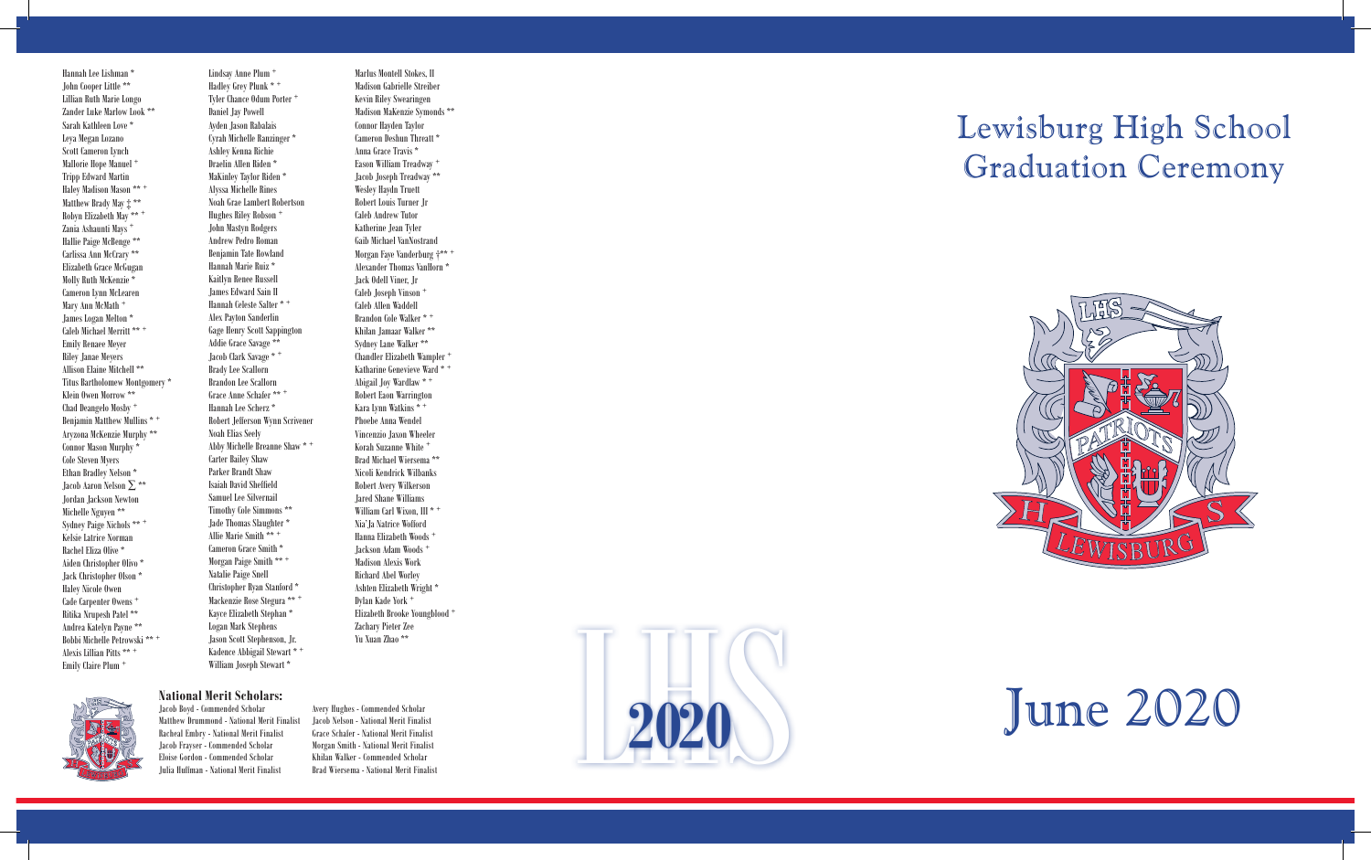Hannah Lee Lishman *
John Cooper Little **
Lillian Ruth Marie Longo
Zander Luke Marlow Look **
Sarah Kathleen Love *
Leya Megan Lozano
Scott Cameron Lynch
Mallorie Hope Manuel +
Tripp Edward Martin
Haley Madison Mason ** +
Matthew Brady May ‡ **
Robyn Elizabeth May ** +
Zania Ashaunti Mays +
Hallie Paige McBenge **
Carlissa Ann McCrary **
Elizabeth Grace McGugan
Molly Ruth McKenzie *
Cameron Lynn McLearen
Mary Ann McMath +
James Logan Melton *
Caleb Michael Merritt ** +
Emily Renaee Meyer
Riley Janae Meyers
Allison Elaine Mitchell **
Titus Bartholomew Montgomery *
Klein Owen Morrow **
Chad Deangelo Mosby +
Benjamin Matthew Mullins * +
Aryzona McKenzie Murphy **
Connor Mason Murphy *
Cole Steven Myers
Ethan Bradley Nelson *
Jacob Aaron Nelson ∑ **
Jordan Jackson Newton
Michelle Nguyen **
Sydney Paige Nichols ** +
Kelsie Latrice Norman
Rachel Eliza Olive *
Aiden Christopher Olivo *
Jack Christopher Olson *
Haley Nicole Owen
Cade Carpenter Owens +
Ritika Nrupesh Patel **
Andrea Katelyn Payne **
Bobbi Michelle Petrowski ** +
Alexis Lillian Pitts ** +
Emily Claire Plum +

Lindsay Anne Plum +
Hadley Grey Plunk * +
Tyler Chance Odum Porter +
Daniel Jay Powell
Ayden Jason Rabalais
Cyrah Michelle Ranzinger *
Ashley Kenna Richie
Draelin Allen Riden *
MaKinley Taylor Riden *
Alyssa Michelle Rines
Noah Grae Lambert Robertson
Hughes Riley Robson +
John Mastyn Rodgers
Andrew Pedro Roman
Benjamin Tate Rowland
Hannah Marie Ruiz *
Kaitlyn Renee Russell
James Edward Sain II
Hannah Celeste Salter * +
Alex Payton Sanderlin
Gage Henry Scott Sappington
Addie Grace Savage **
Jacob Clark Savage * +
Brady Lee Scallorn
Brandon Lee Scallorn
Grace Anne Schafer ** +
Hannah Lee Scherz *
Robert Jefferson Wynn Scrivener
Noah Elias Seely
Abby Michelle Breanne Shaw * +
Carter Bailey Shaw
Parker Brandt Shaw
Isaiah David Sheffield
Samuel Lee Silvernail
Timothy Cole Simmons **
Jade Thomas Slaughter *
Allie Marie Smith ** +
Cameron Grace Smith *
Morgan Paige Smith ** +
Natalie Paige Snell
Christopher Ryan Stanford *
Mackenzie Rose Stegura ** +
Kayce Elizabeth Stephan *
Logan Mark Stephens
Jason Scott Stephenson, Jr.
Kadence Abbigail Stewart * +
William Joseph Stewart *

Marlus Montell Stokes, II
Madison Gabrielle Streiber
Kevin Riley Swearingen
Madison MaKenzie Symonds **
Connor Hayden Taylor
Cameron Deshun Threatt *
Anna Grace Travis *
Eason William Treadway +
Jacob Joseph Treadway **
Wesley Haydn Truett
Robert Louis Turner Jr
Caleb Andrew Tutor
Katherine Jean Tyler
Gaib Michael VanNostrand
Morgan Faye Vanderburg ‡** +
Alexander Thomas VanHorn *
Jack Odell Viner, Jr
Caleb Joseph Vinson +
Caleb Allen Waddell
Brandon Cole Walker * +
Khilan Jamaar Walker **
Sydney Lane Walker **
Chandler Elizabeth Wampler +
Katharine Genevieve Ward * +
Abigail Joy Wardlaw * +
Robert Eaon Warrington
Kara Lynn Watkins * +
Phoebe Anna Wendel
Vincenzio Jaxon Wheeler
Korah Suzanne White +
Brad Michael Wiersema **
Nicoli Kendrick Wilbanks
Robert Avery Wilkerson
Jared Shane Williams
William Carl Wixon, III * +
Nia'Ja Natrice Wofford
Hanna Elizabeth Woods +
Jackson Adam Woods +
Madison Alexis Work
Richard Abel Worley
Ashten Elizabeth Wright *
Dylan Kade York +
Elizabeth Brooke Youngblood +
Zachary Pieter Zee
Yu Xuan Zhao **

## National Merit Scholars:

Jacob Boyd - Commended Scholar
Matthew Drummond - National Merit Finalist
Racheal Embry - National Merit Finalist
Jacob Frayser - Commended Scholar
Eloise Gordon - Commended Scholar
Julia Huffman - National Merit Finalist
Avery Hughes - Commended Scholar
Jacob Nelson - National Merit Finalist
Grace Schafer - National Merit Finalist
Morgan Smith - National Merit Finalist
Khilan Walker - Commended Scholar
Brad Wiersema - National Merit Finalist

LHS 2020

# Lewisburg High School Graduation Ceremony

LHS PATRIOTS H S LEWISBURG

# June 2020